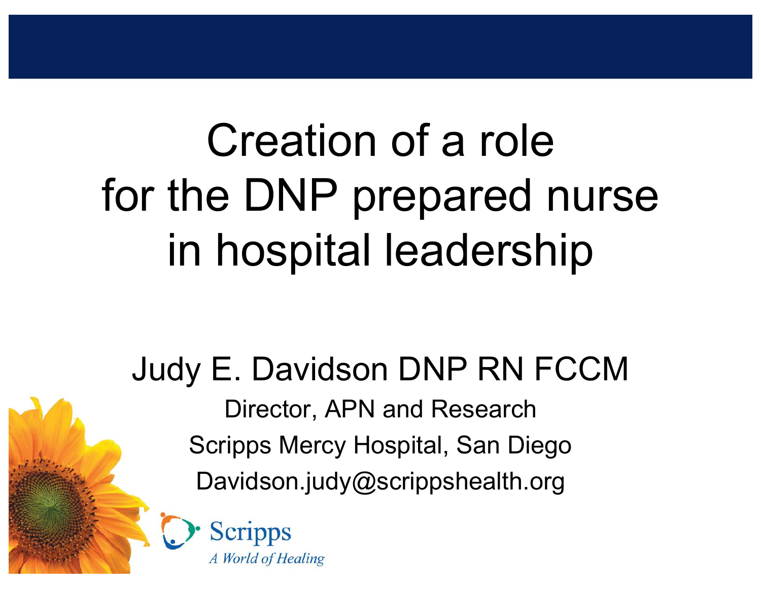# Creation of a role for the DNP prepared nurse in hospital leadership

Judy E. Davidson DNP RN FCCM

Director, APN and Research

Scripps Mercy Hospital, San Diego

Davidson.judy@scrippshealth.org

Scripps

*A World of Healing*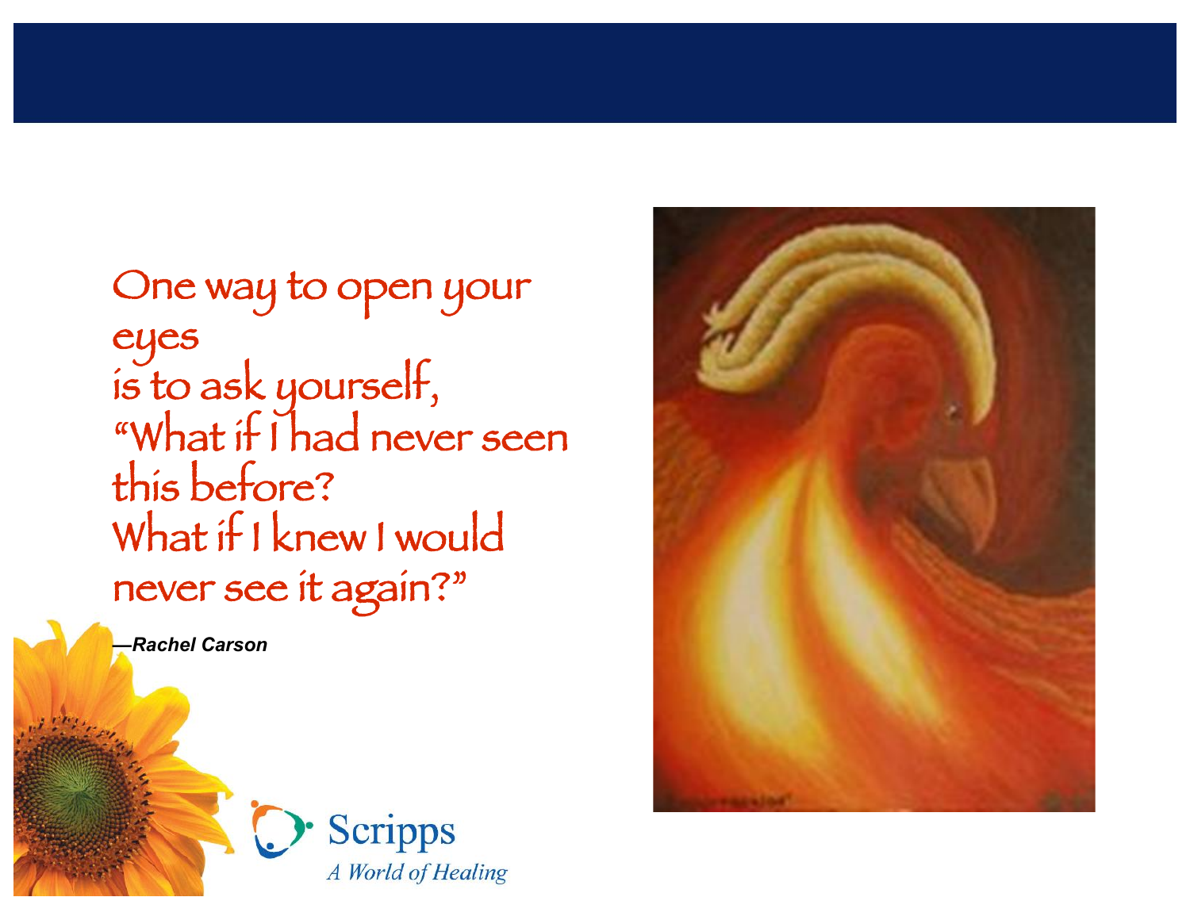One way to open your eyes
is to ask yourself,
"What if I had never seen this before?
What if I knew I would never see it again?"

***—Rachel Carson***

Scripps
*A World of Healing*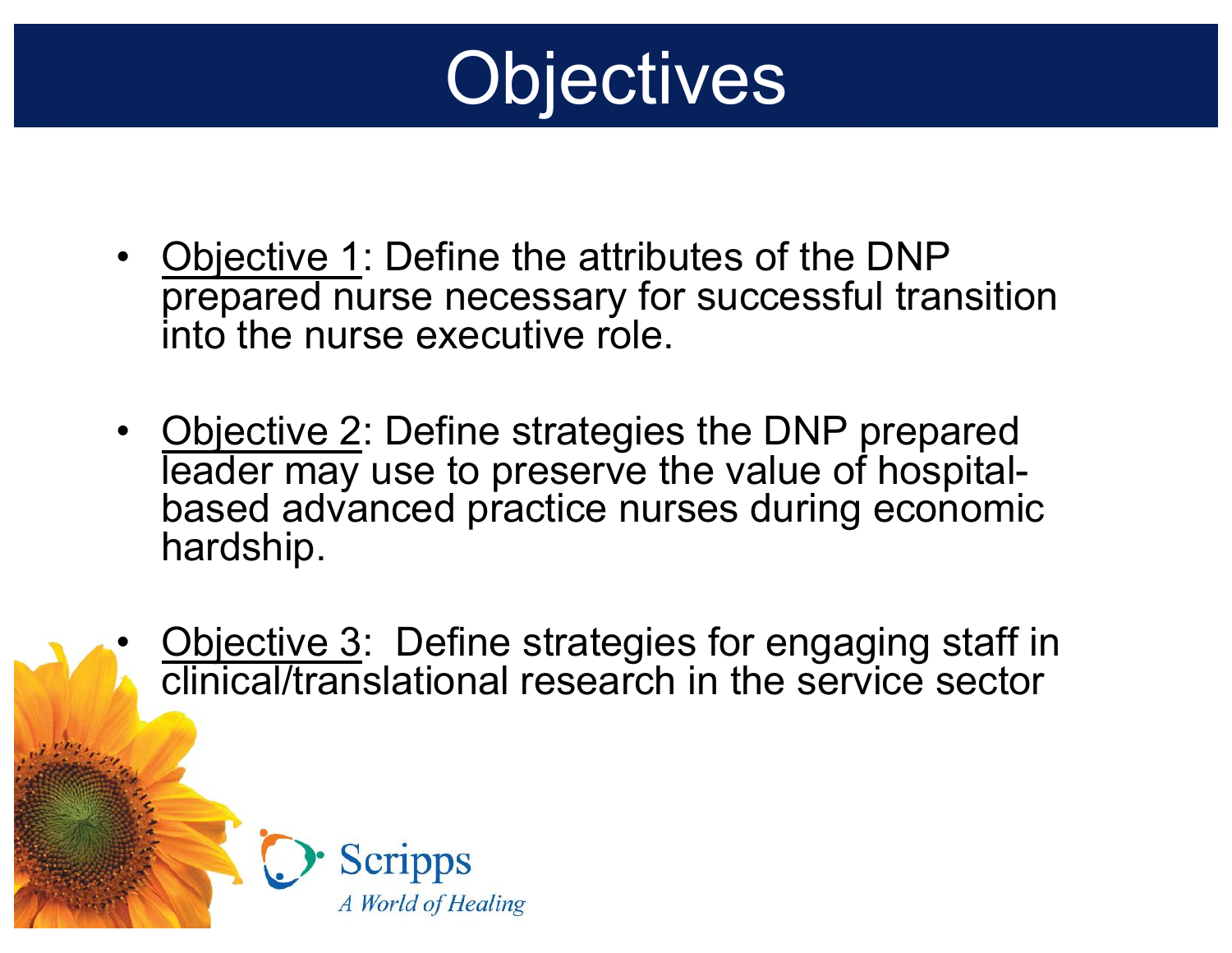# Objectives

- Objective 1: Define the attributes of the DNP prepared nurse necessary for successful transition into the nurse executive role.

- Objective 2: Define strategies the DNP prepared leader may use to preserve the value of hospital-based advanced practice nurses during economic hardship.

- Objective 3: Define strategies for engaging staff in clinical/translational research in the service sector

Scripps
*A World of Healing*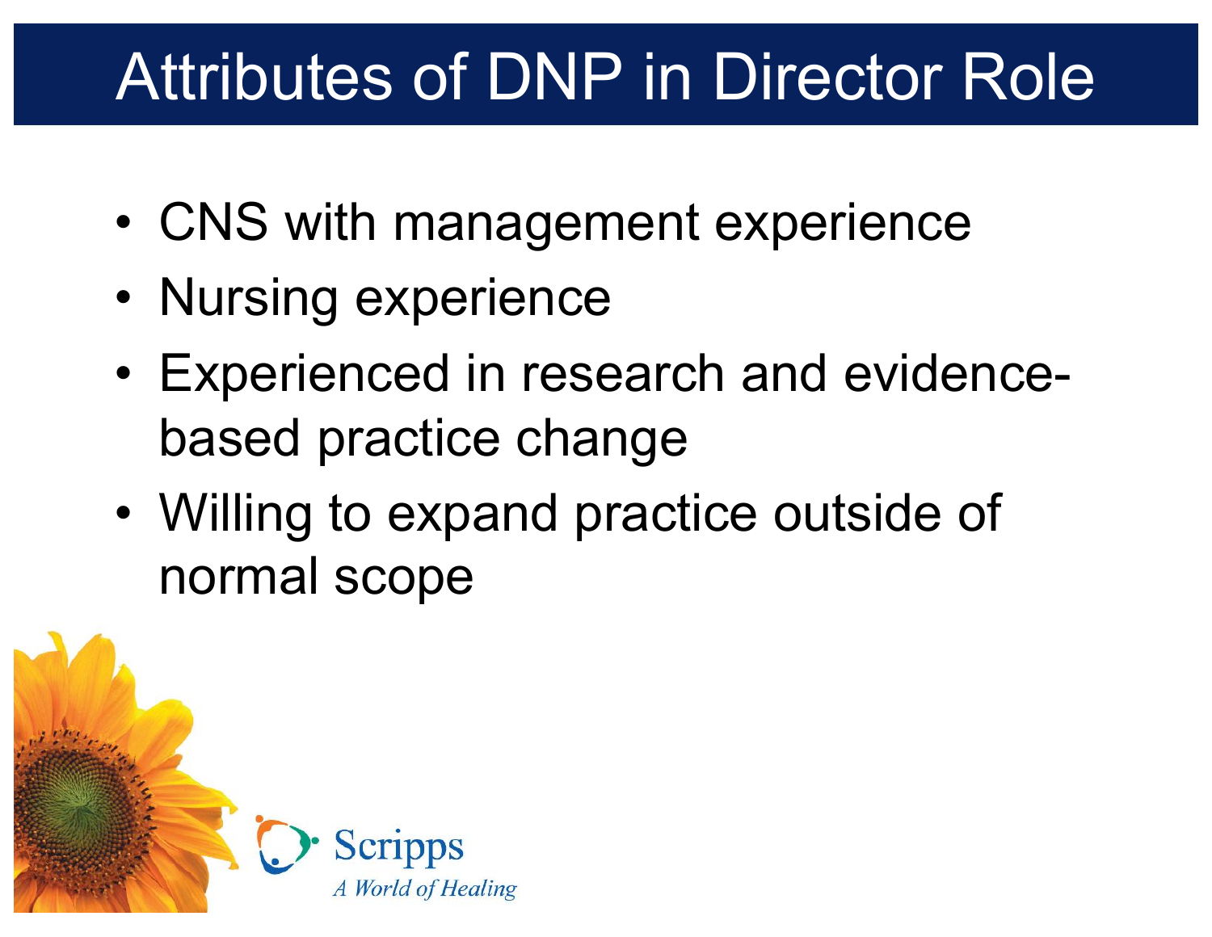# Attributes of DNP in Director Role

- CNS with management experience
- Nursing experience
- Experienced in research and evidence-based practice change
- Willing to expand practice outside of normal scope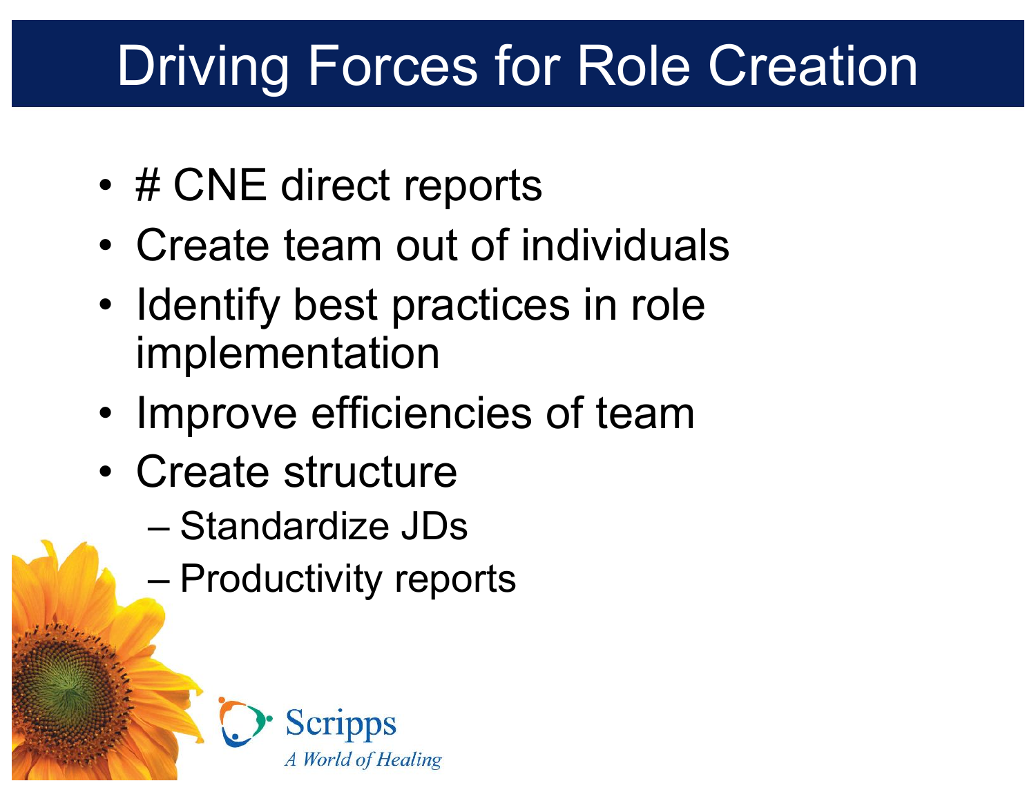# Driving Forces for Role Creation

- # CNE direct reports
- Create team out of individuals
- Identify best practices in role implementation
- Improve efficiencies of team
- Create structure
  - Standardize JDs
  - Productivity reports

Scripps

*A World of Healing*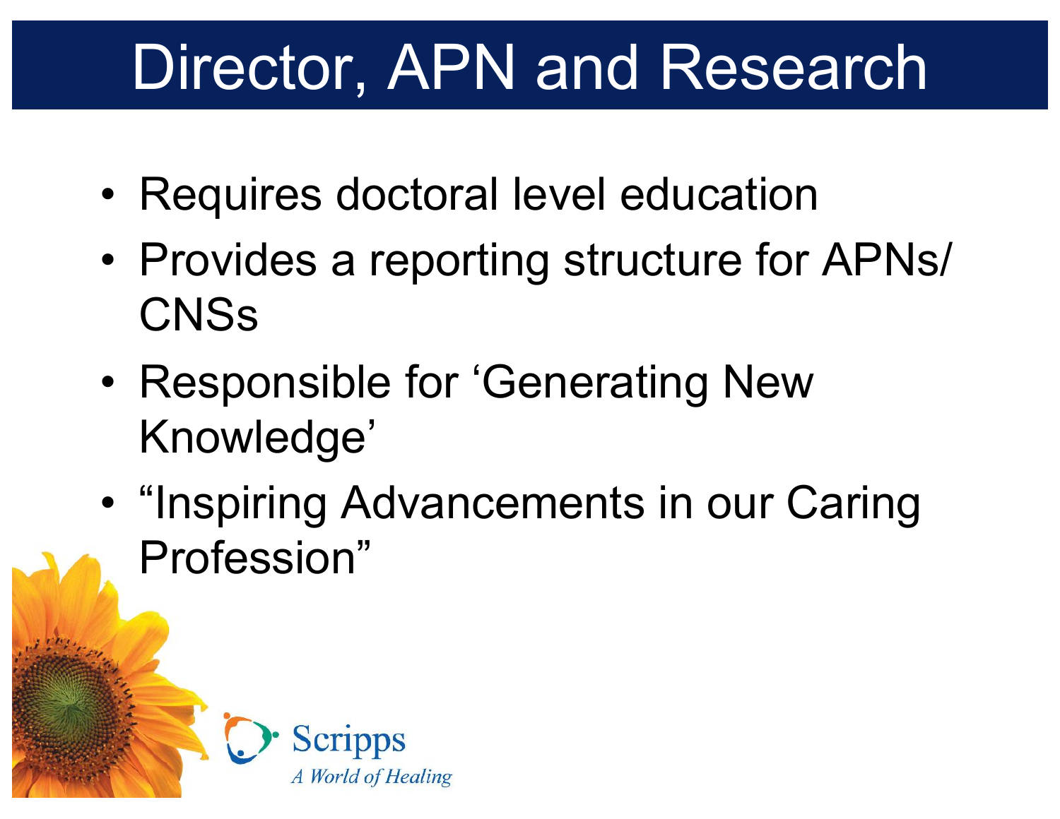# Director, APN and Research

- Requires doctoral level education
- Provides a reporting structure for APNs/ CNSs
- Responsible for 'Generating New Knowledge'
- "Inspiring Advancements in our Caring Profession"

Scripps
*A World of Healing*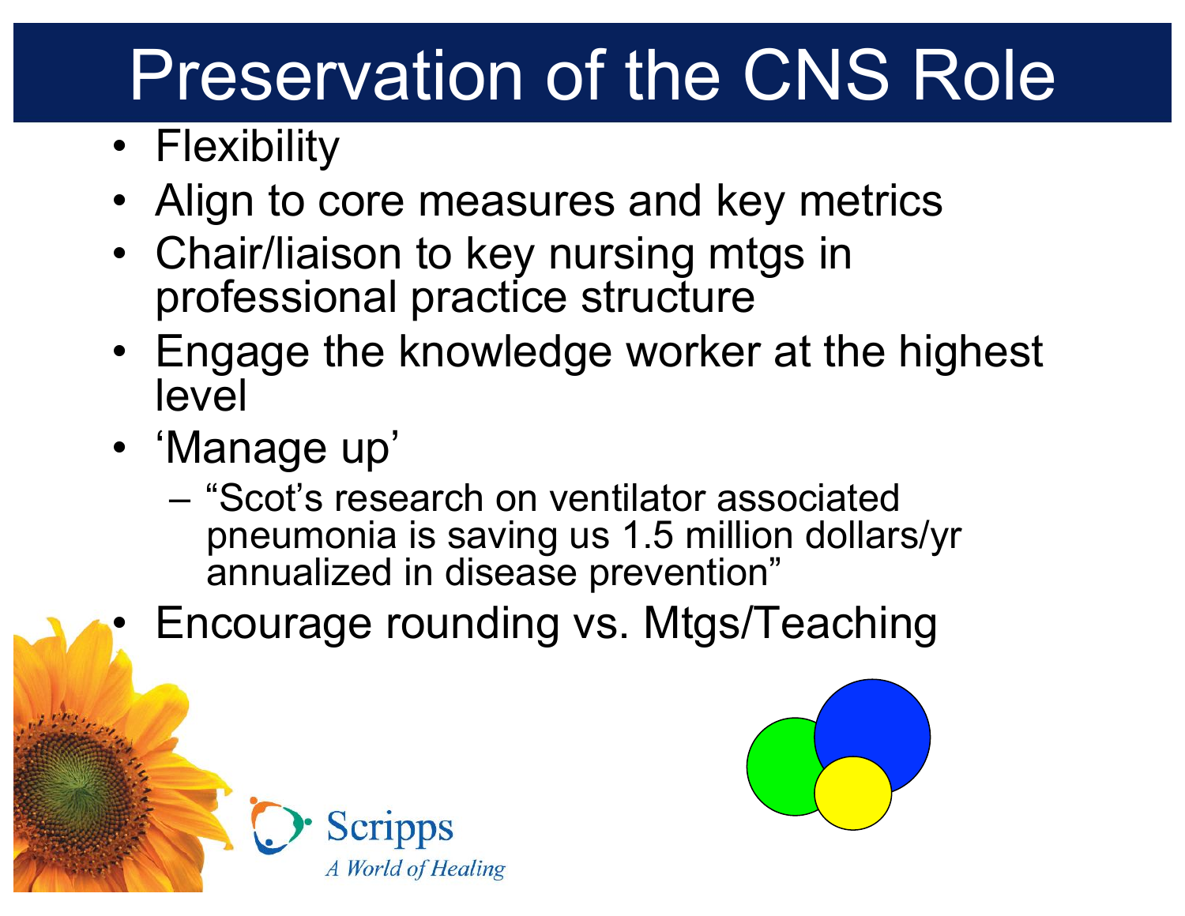# Preservation of the CNS Role

- Flexibility
- Align to core measures and key metrics
- Chair/liaison to key nursing mtgs in professional practice structure
- Engage the knowledge worker at the highest level
- 'Manage up'
  - "Scot's research on ventilator associated pneumonia is saving us 1.5 million dollars/yr annualized in disease prevention"
- Encourage rounding vs. Mtgs/Teaching

Scripps
*A World of Healing*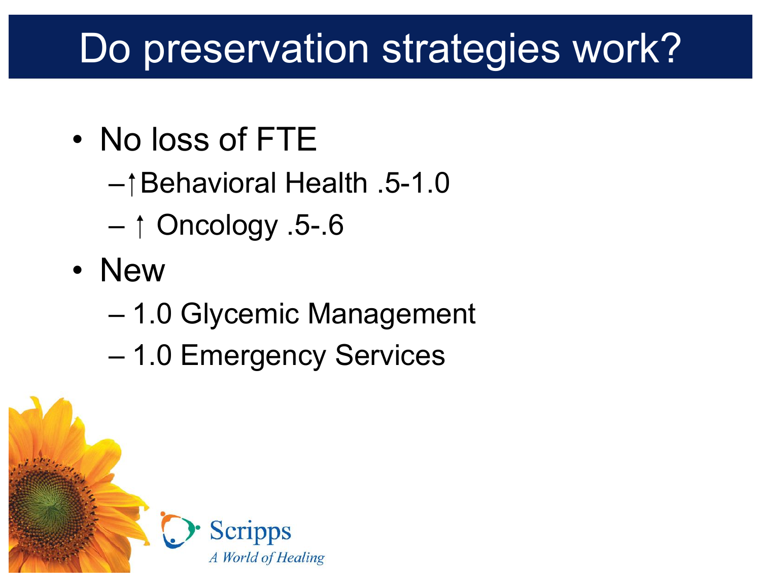# Do preservation strategies work?

- No loss of FTE
  - ↑Behavioral Health .5-1.0
  - ↑ Oncology .5-.6
- New
  - 1.0 Glycemic Management
  - 1.0 Emergency Services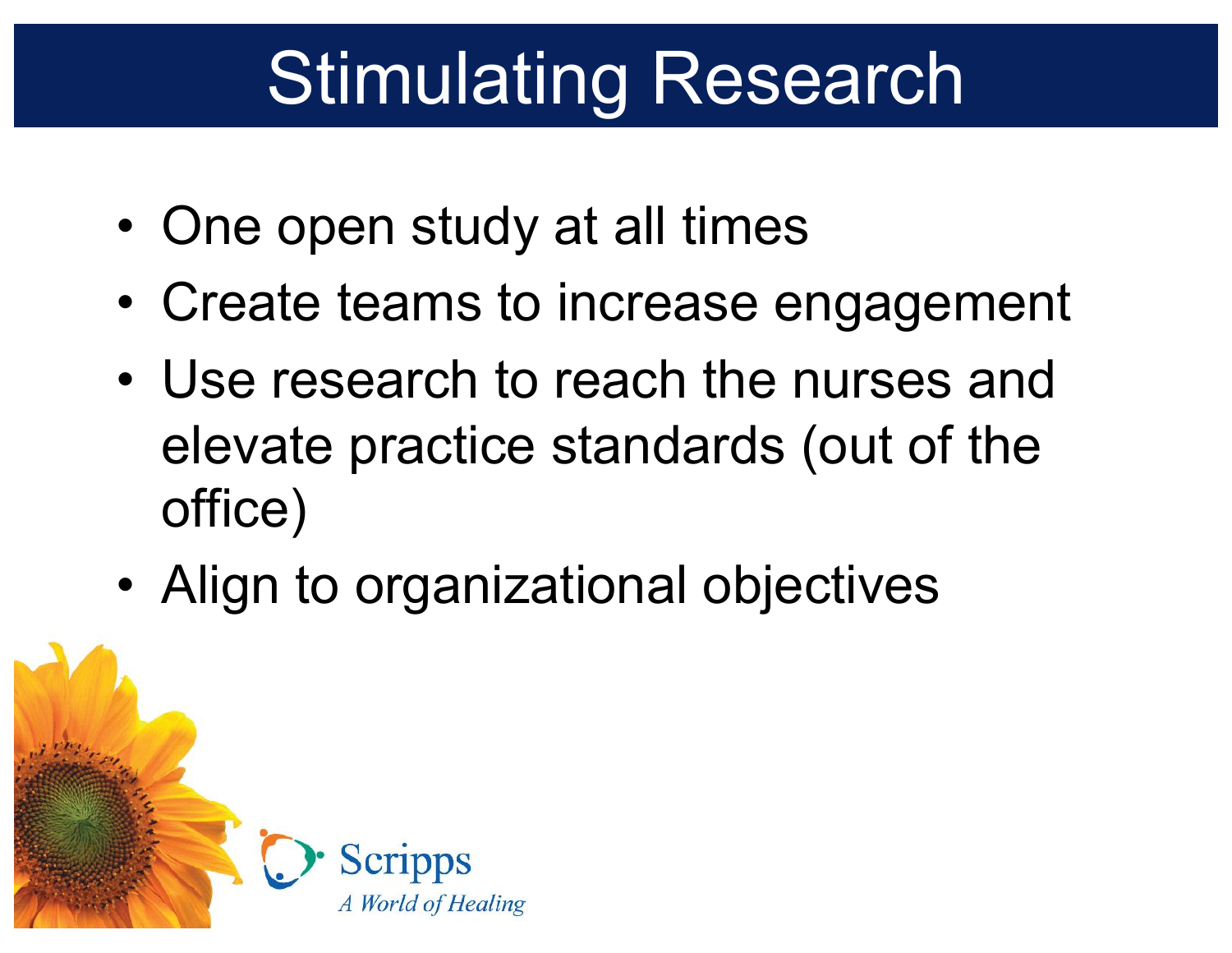# Stimulating Research

- One open study at all times
- Create teams to increase engagement
- Use research to reach the nurses and elevate practice standards (out of the office)
- Align to organizational objectives

Scripps
*A World of Healing*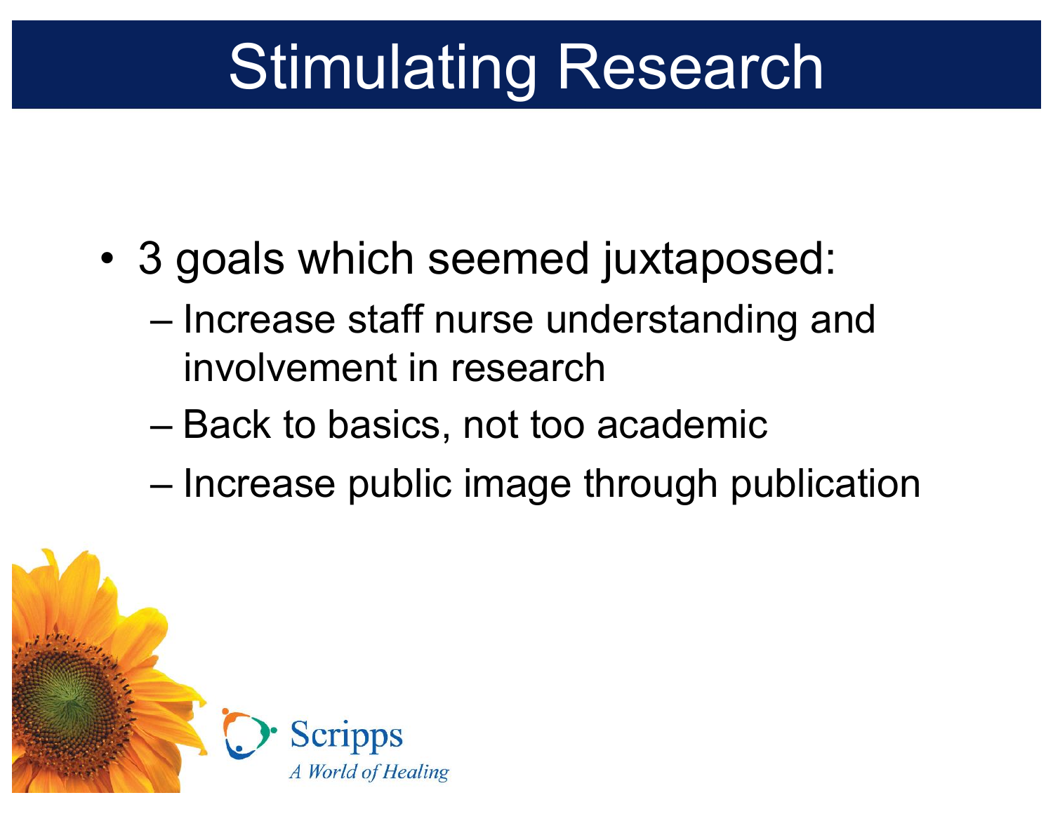# Stimulating Research

- 3 goals which seemed juxtaposed:
  - Increase staff nurse understanding and involvement in research
  - Back to basics, not too academic
  - Increase public image through publication

Scripps
*A World of Healing*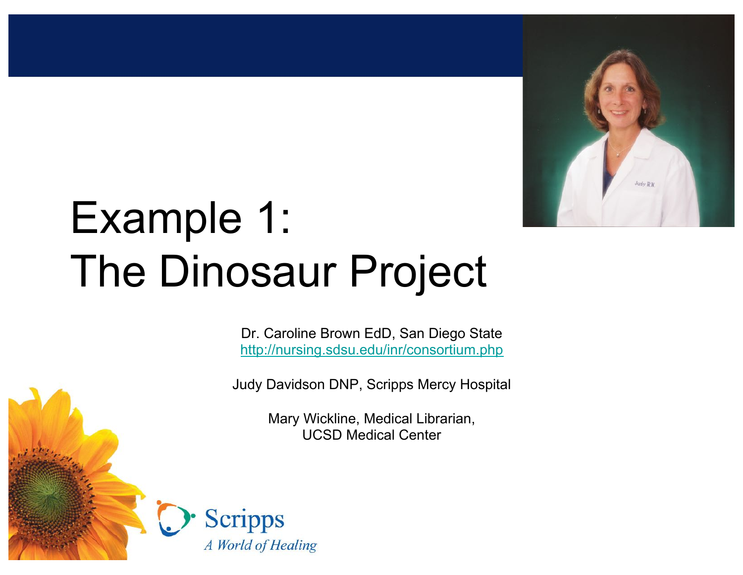# Example 1: The Dinosaur Project

Dr. Caroline Brown EdD, San Diego State
http://nursing.sdsu.edu/inr/consortium.php

Judy Davidson DNP, Scripps Mercy Hospital

Mary Wickline, Medical Librarian,
UCSD Medical Center

Scripps
*A World of Healing*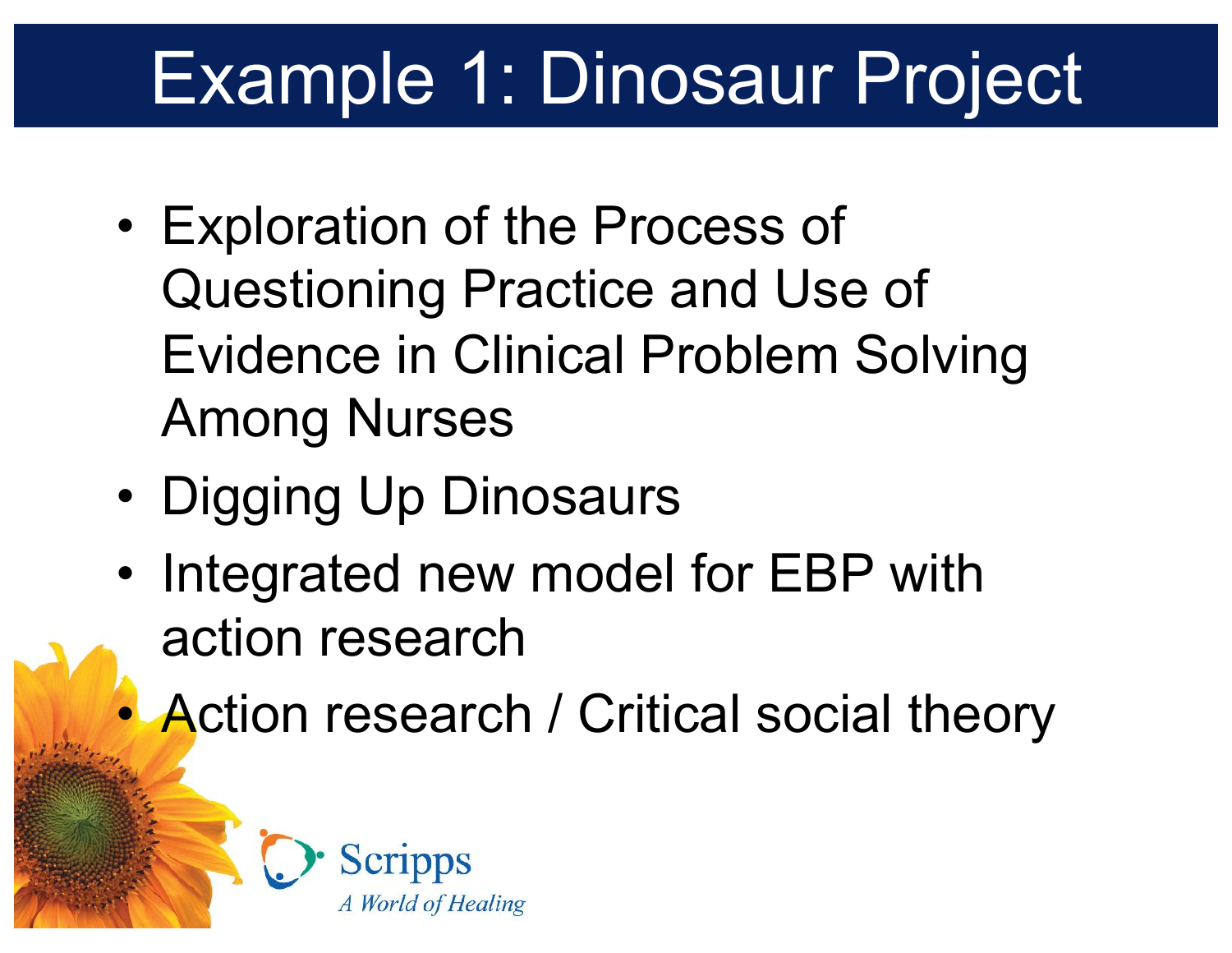# Example 1: Dinosaur Project

- Exploration of the Process of Questioning Practice and Use of Evidence in Clinical Problem Solving Among Nurses
- Digging Up Dinosaurs
- Integrated new model for EBP with action research
- Action research / Critical social theory

Scripps
*A World of Healing*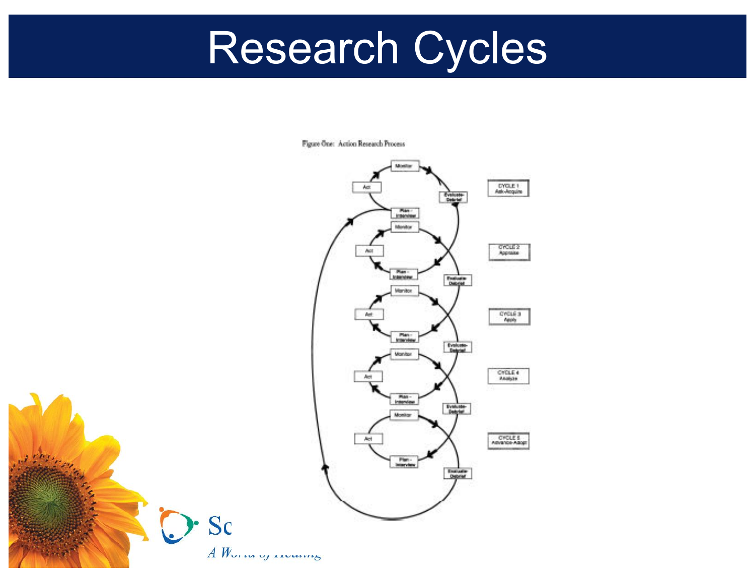# Research Cycles

Figure One: Action Research Process

Monitor

Act

Evaluate-Debrief

Plan - Interview

CYCLE 1 Ask-Acquire

CYCLE 2 Appraise

CYCLE 3 Apply

CYCLE 4 Analyze

CYCLE 5 Advance-Adopt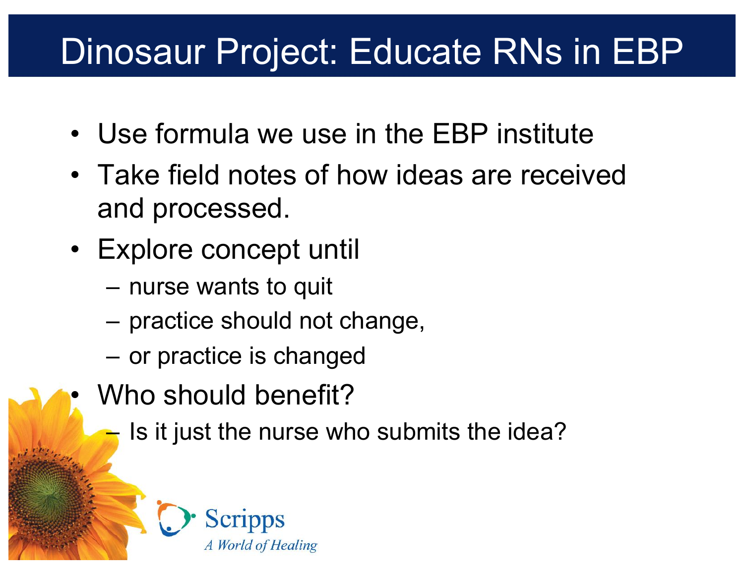# Dinosaur Project: Educate RNs in EBP

- Use formula we use in the EBP institute
- Take field notes of how ideas are received and processed.
- Explore concept until
  - nurse wants to quit
  - practice should not change,
  - or practice is changed
- Who should benefit?
  - Is it just the nurse who submits the idea?

Scripps
*A World of Healing*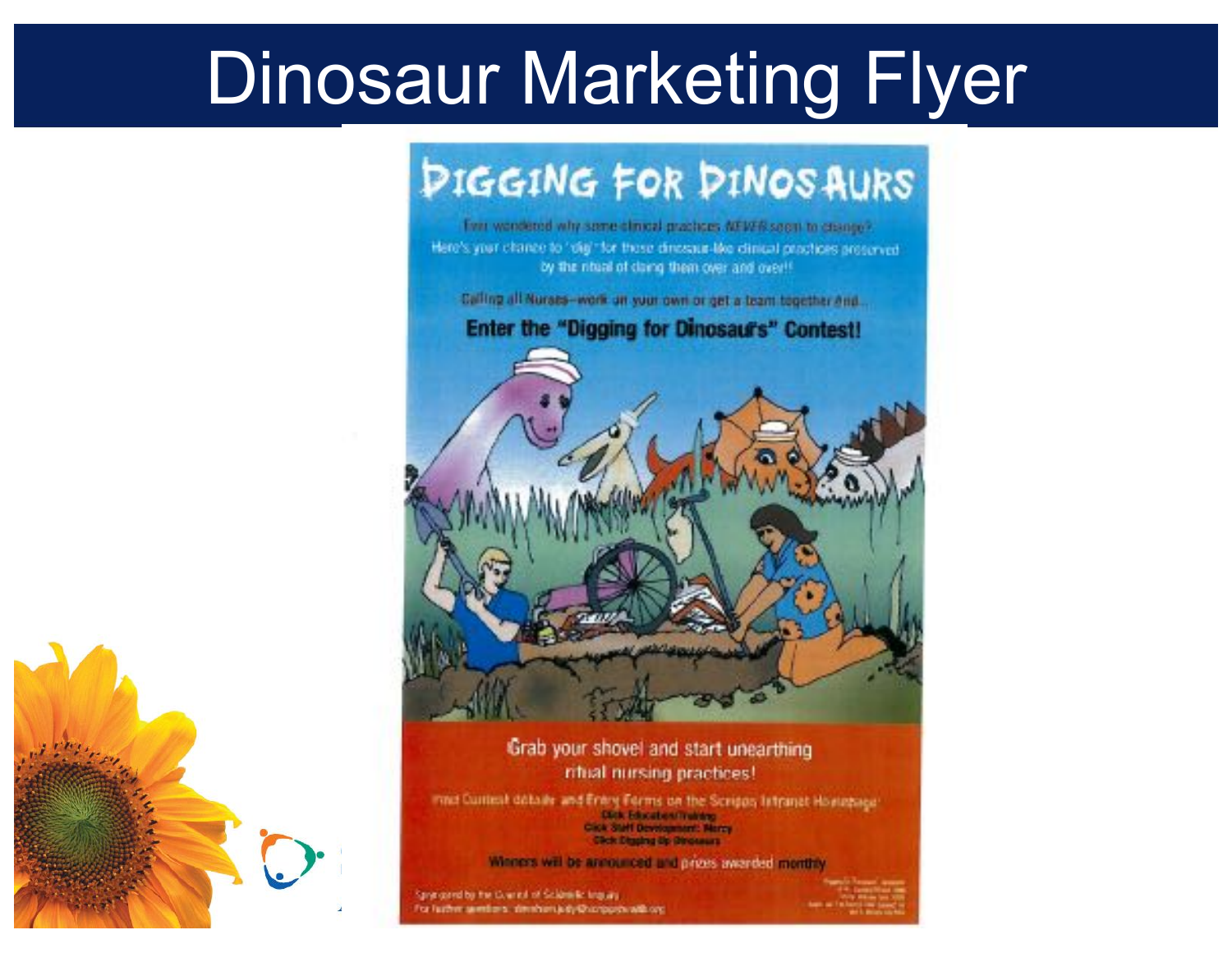# Dinosaur Marketing Flyer

## DIGGING FOR DINOSAURS

Ever wondered why some clinical practices *NEVER* seem to change?
Here's your chance to "dig" for these dinosaur-like clinical practices preserved by the ritual of doing them over and over!!

Calling all Nurses—work on your own or get a team together and...

**Enter the "Digging for Dinosaurs" Contest!**

Grab your shovel and start unearthing ritual nursing practices!

Find Contest details and Entry Forms on the Scripps Intranet Homepage:
**Click Education/Training**
**Click Staff Development: Mercy**
**Click Digging for Dinosaurs**

**Winners will be announced and prizes awarded monthly**

Sponsored by the Council of Scientific Inquiry
For further questions: denham.judy@scrippshealth.org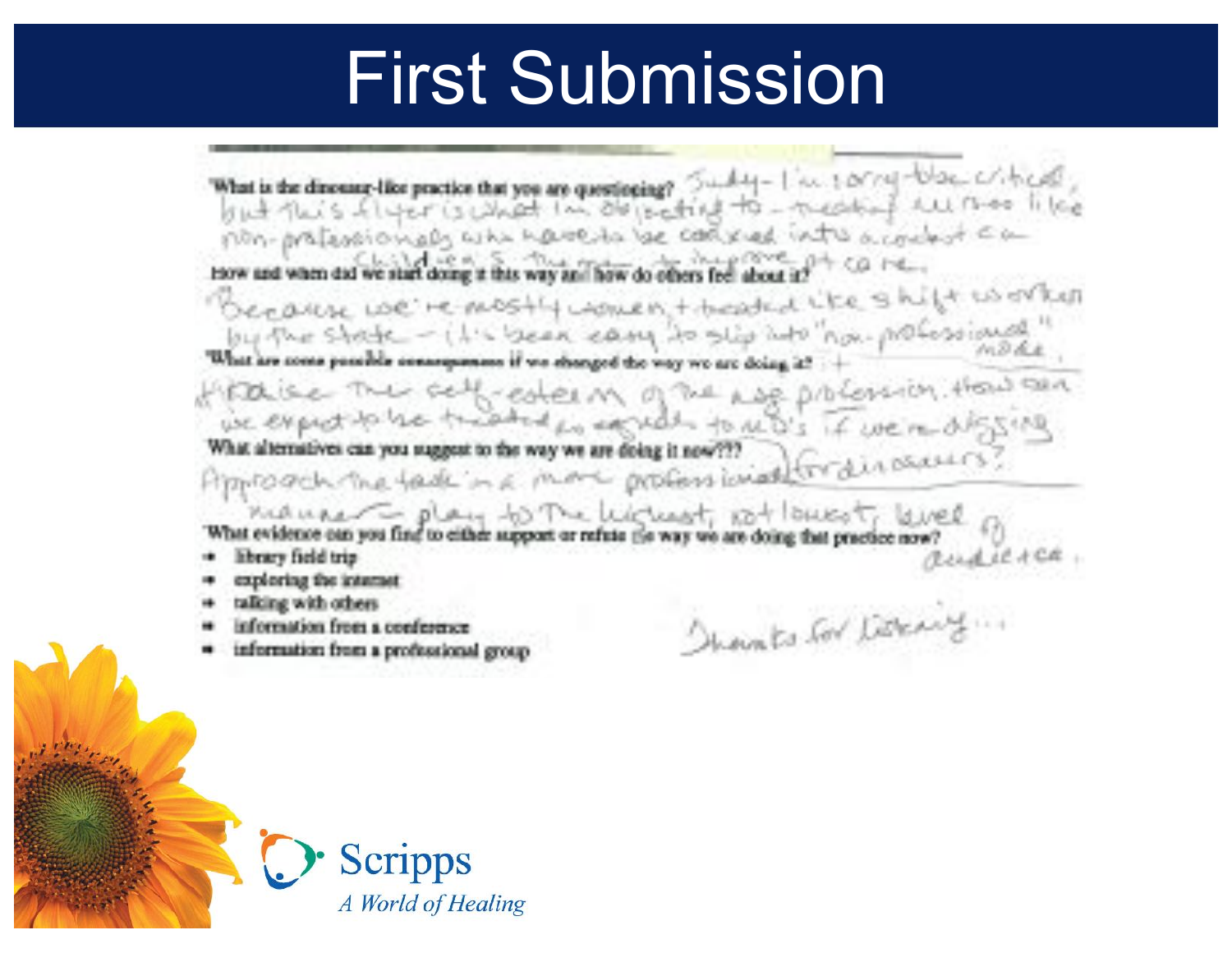# First Submission

What is the dinosaur-like practice that you are questioning? Judy - I'm sorry to be critical, but this flyer is what I'm objecting to - treating nurses like non-professionals who have to be coaxed into a contest on children's themes to improve pt care.

How and when did we start doing it this way and how do others feel about it?

Because we're mostly women, + treated like shift workers by the state - it's been easy to slip into "non-professional" mode.

What are some possible consequences if we changed the way we are doing it? +

+ Raise the self-esteem of the nsg profession. How can we expect to be treated as equals to MD's if we're designing for dinosaurs?

What alternatives can you suggest to the way we are doing it now???

Approach the task in a more professional manner - play to the highest, not lowest, level of audience.

What evidence can you find to either support or refute the way we are doing that practice now?

- library field trip
- exploring the internet
- talking with others
- information from a conference
- information from a professional group

Thanks for listening...

Scripps
*A World of Healing*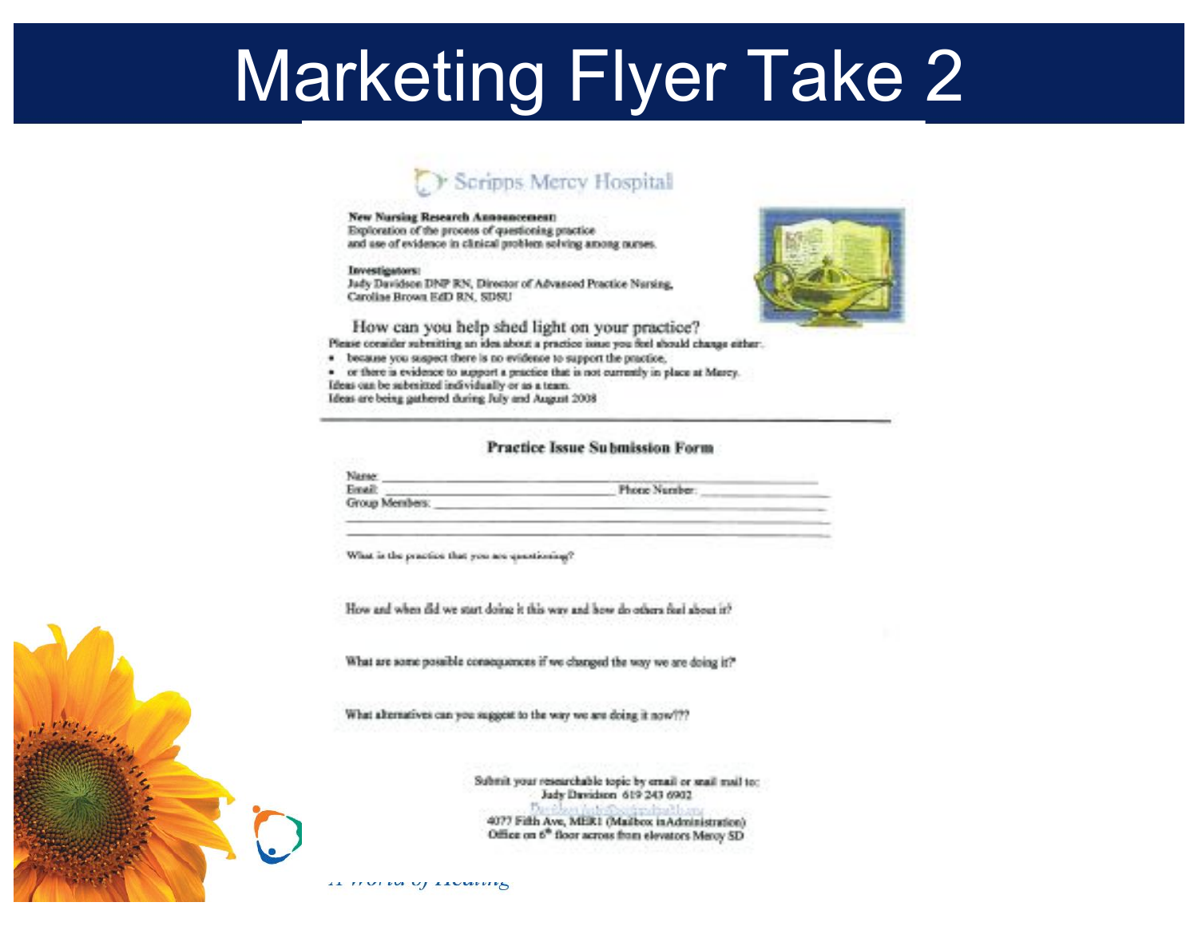# Marketing Flyer Take 2

Scripps Mercy Hospital

**New Nursing Research Announcement:**
Exploration of the process of questioning practice
and use of evidence in clinical problem solving among nurses.

**Investigators:**
Judy Davidson DNP RN, Director of Advanced Practice Nursing,
Caroline Brown EdD RN, SDSU

## How can you help shed light on your practice?

Please consider submitting an idea about a practice issue you feel should change either:

- because you suspect there is no evidence to support the practice,
- or there is evidence to support a practice that is not currently in place at Mercy.

Ideas can be submitted individually or as a team.
Ideas are being gathered during July and August 2008

---

### Practice Issue Submission Form

Name: ______________________________

Email: ______________________________ Phone Number: ______________

Group Members: ______________________________

What is the practice that you are questioning?

How and when did we start doing it this way and how do others feel about it?

What are some possible consequences if we changed the way we are doing it?

What alternatives can you suggest to the way we are doing it now???

Submit your researchable topic by email or mail to:
Judy Davidson 619 243 6902
Davidson.Judy@scrippshealth.org
4077 Fifth Ave, MER1 (Mailbox in Administration)
Office on 6th floor across from elevators Mercy SD

A World of Healing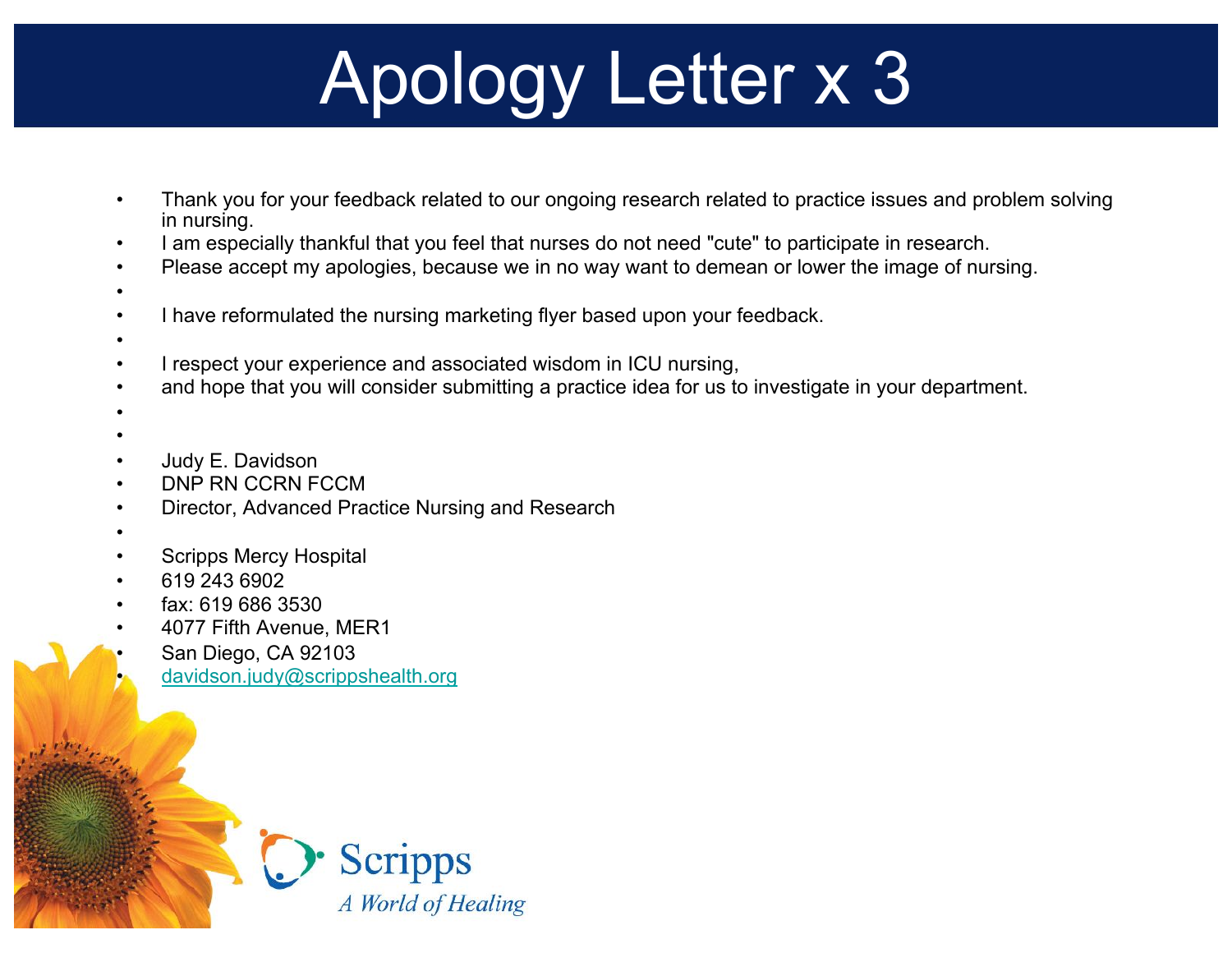# Apology Letter x 3

- Thank you for your feedback related to our ongoing research related to practice issues and problem solving in nursing.
- I am especially thankful that you feel that nurses do not need "cute" to participate in research.
- Please accept my apologies, because we in no way want to demean or lower the image of nursing.
- I have reformulated the nursing marketing flyer based upon your feedback.
- I respect your experience and associated wisdom in ICU nursing,
- and hope that you will consider submitting a practice idea for us to investigate in your department.
- Judy E. Davidson
- DNP RN CCRN FCCM
- Director, Advanced Practice Nursing and Research
- Scripps Mercy Hospital
- 619 243 6902
- fax: 619 686 3530
- 4077 Fifth Avenue, MER1
- San Diego, CA 92103
- davidson.judy@scrippshealth.org

Scripps
A World of Healing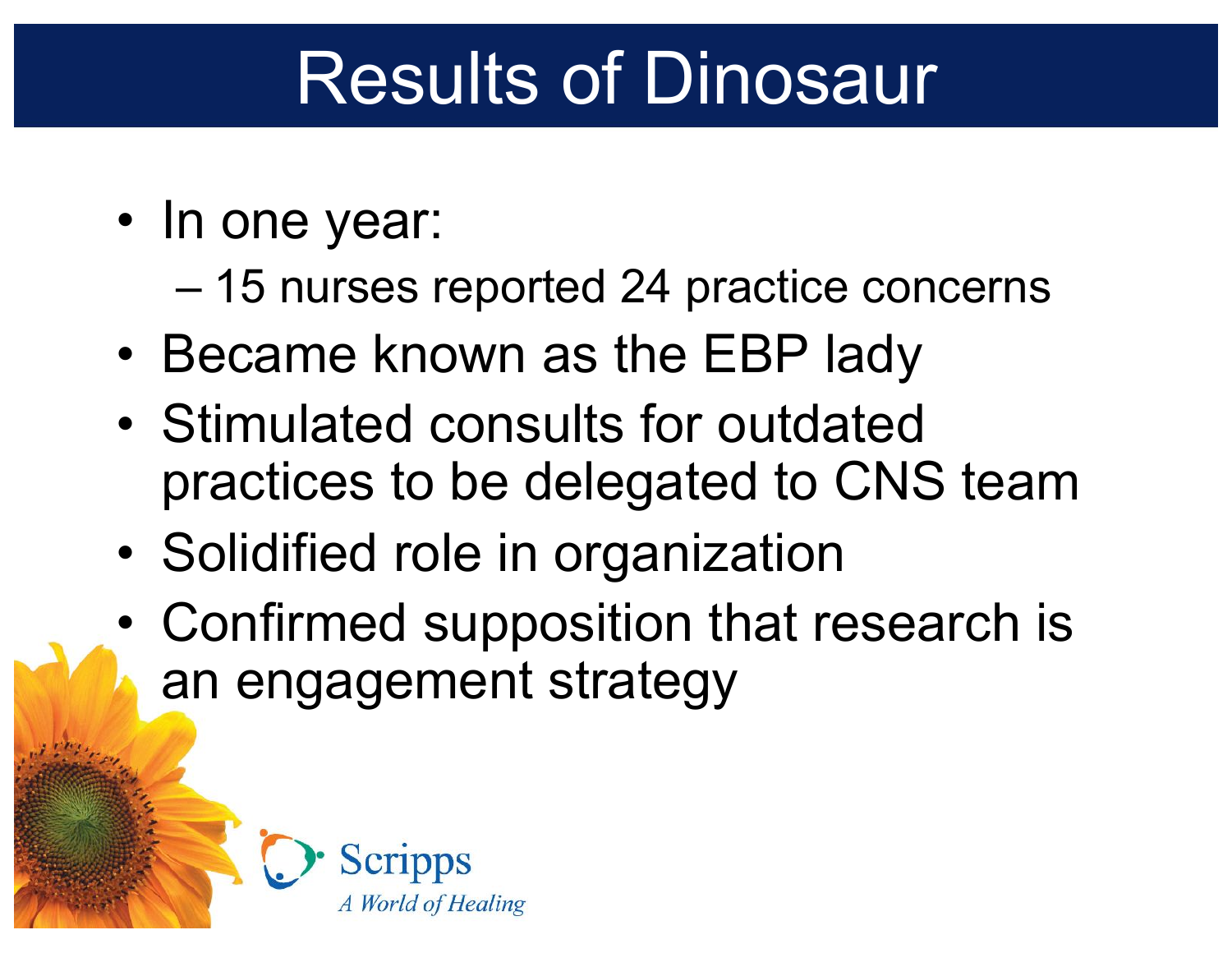# Results of Dinosaur

- In one year:
  - 15 nurses reported 24 practice concerns
- Became known as the EBP lady
- Stimulated consults for outdated practices to be delegated to CNS team
- Solidified role in organization
- Confirmed supposition that research is an engagement strategy

Scripps
*A World of Healing*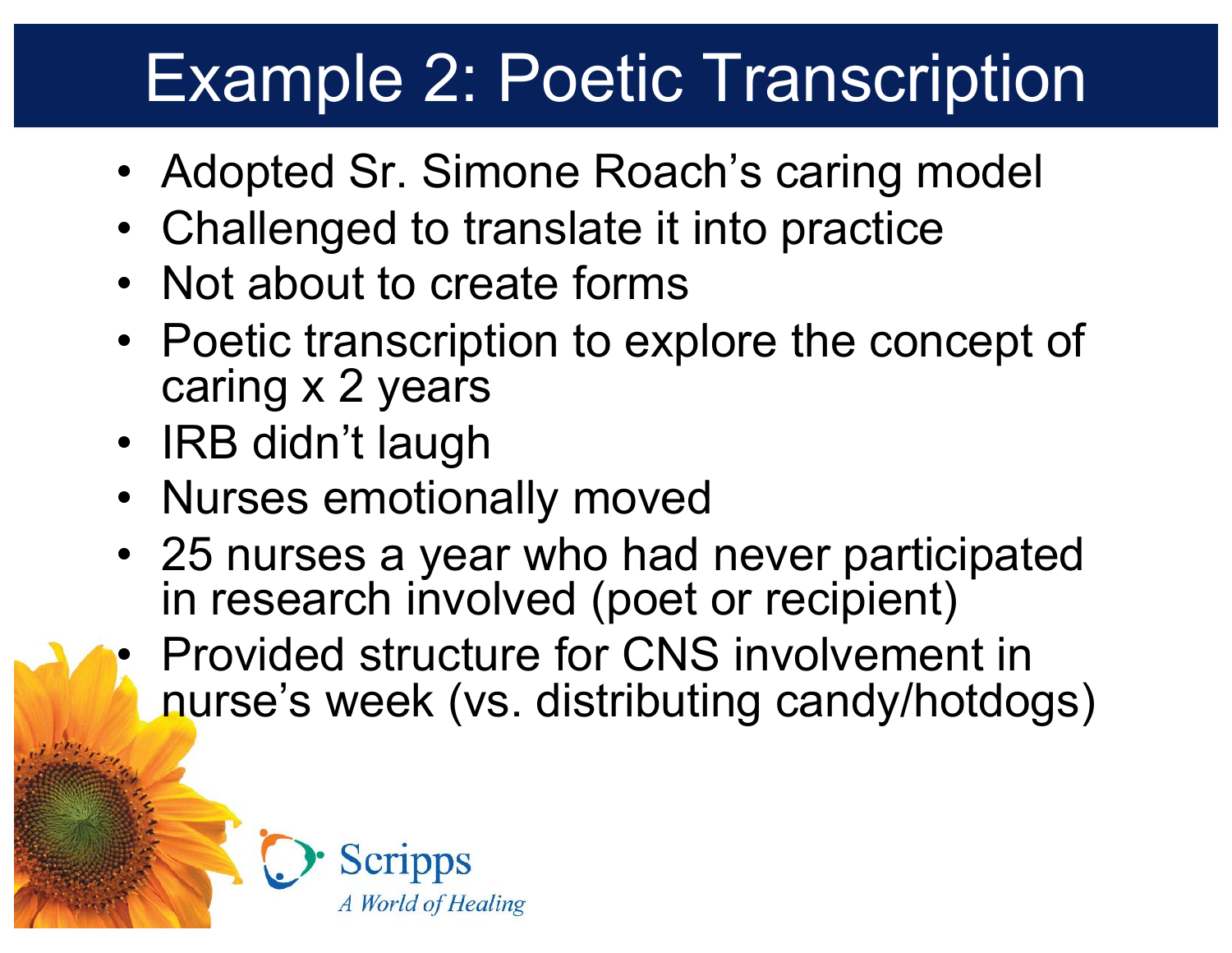# Example 2: Poetic Transcription

- Adopted Sr. Simone Roach's caring model
- Challenged to translate it into practice
- Not about to create forms
- Poetic transcription to explore the concept of caring x 2 years
- IRB didn't laugh
- Nurses emotionally moved
- 25 nurses a year who had never participated in research involved (poet or recipient)
- Provided structure for CNS involvement in nurse's week (vs. distributing candy/hotdogs)

Scripps
*A World of Healing*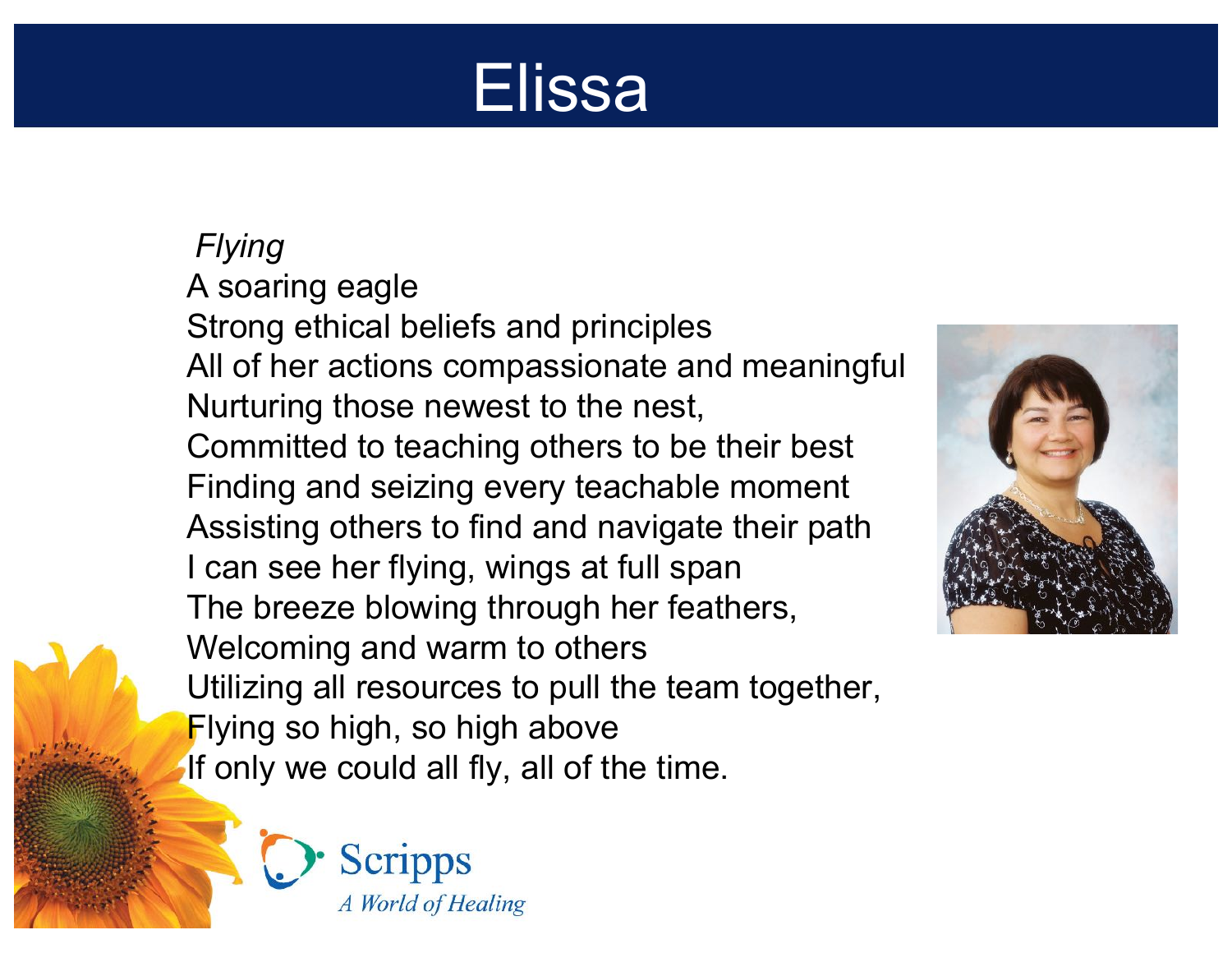# Elissa

*Flying*

A soaring eagle
Strong ethical beliefs and principles
All of her actions compassionate and meaningful
Nurturing those newest to the nest,
Committed to teaching others to be their best
Finding and seizing every teachable moment
Assisting others to find and navigate their path
I can see her flying, wings at full span
The breeze blowing through her feathers,
Welcoming and warm to others
Utilizing all resources to pull the team together,
Flying so high, so high above
If only we could all fly, all of the time.

Scripps
*A World of Healing*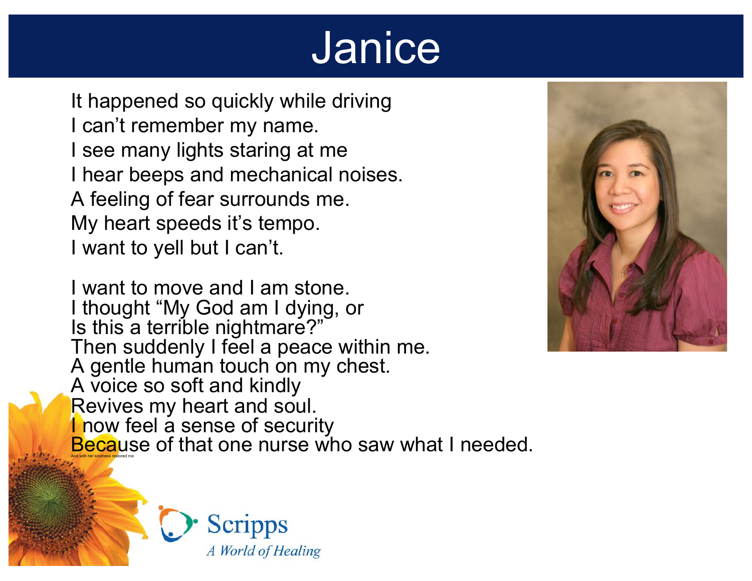# Janice

It happened so quickly while driving
I can't remember my name.
I see many lights staring at me
I hear beeps and mechanical noises.
A feeling of fear surrounds me.
My heart speeds it's tempo.
I want to yell but I can't.

I want to move and I am stone.
I thought "My God am I dying, or
Is this a terrible nightmare?"
Then suddenly I feel a peace within me.
A gentle human touch on my chest.
A voice so soft and kindly
Revives my heart and soul.
I now feel a sense of security
Because of that one nurse who saw what I needed.
And with her kindness restored me

Scripps
*A World of Healing*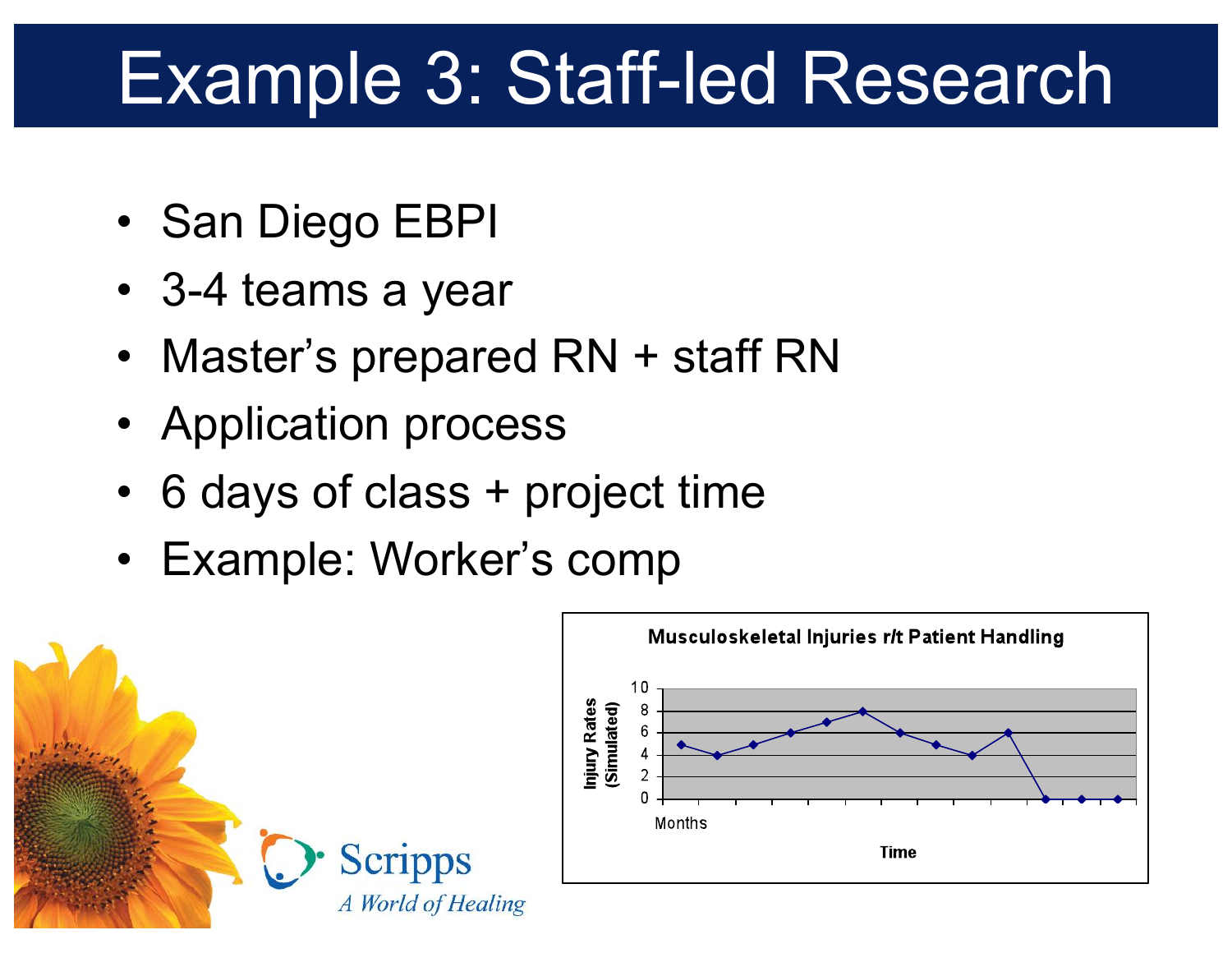# Example 3: Staff-led Research

- San Diego EBPI
- 3-4 teams a year
- Master's prepared RN + staff RN
- Application process
- 6 days of class + project time
- Example: Worker's comp

**Musculoskeletal Injuries r/t Patient Handling**

Injury Rates (Simulated)

Months

Time

Scripps
*A World of Healing*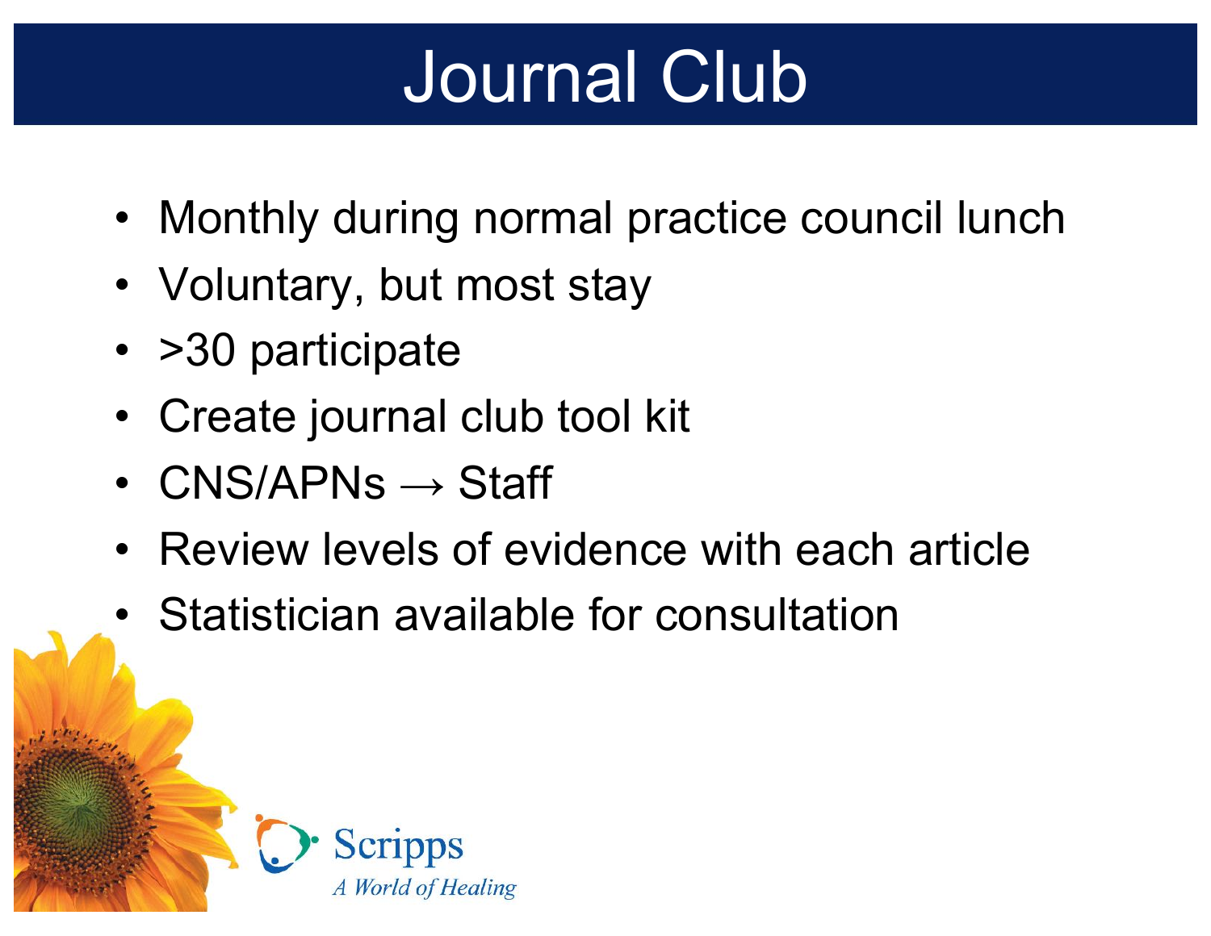# Journal Club

- Monthly during normal practice council lunch
- Voluntary, but most stay
- >30 participate
- Create journal club tool kit
- CNS/APNs → Staff
- Review levels of evidence with each article
- Statistician available for consultation

Scripps
*A World of Healing*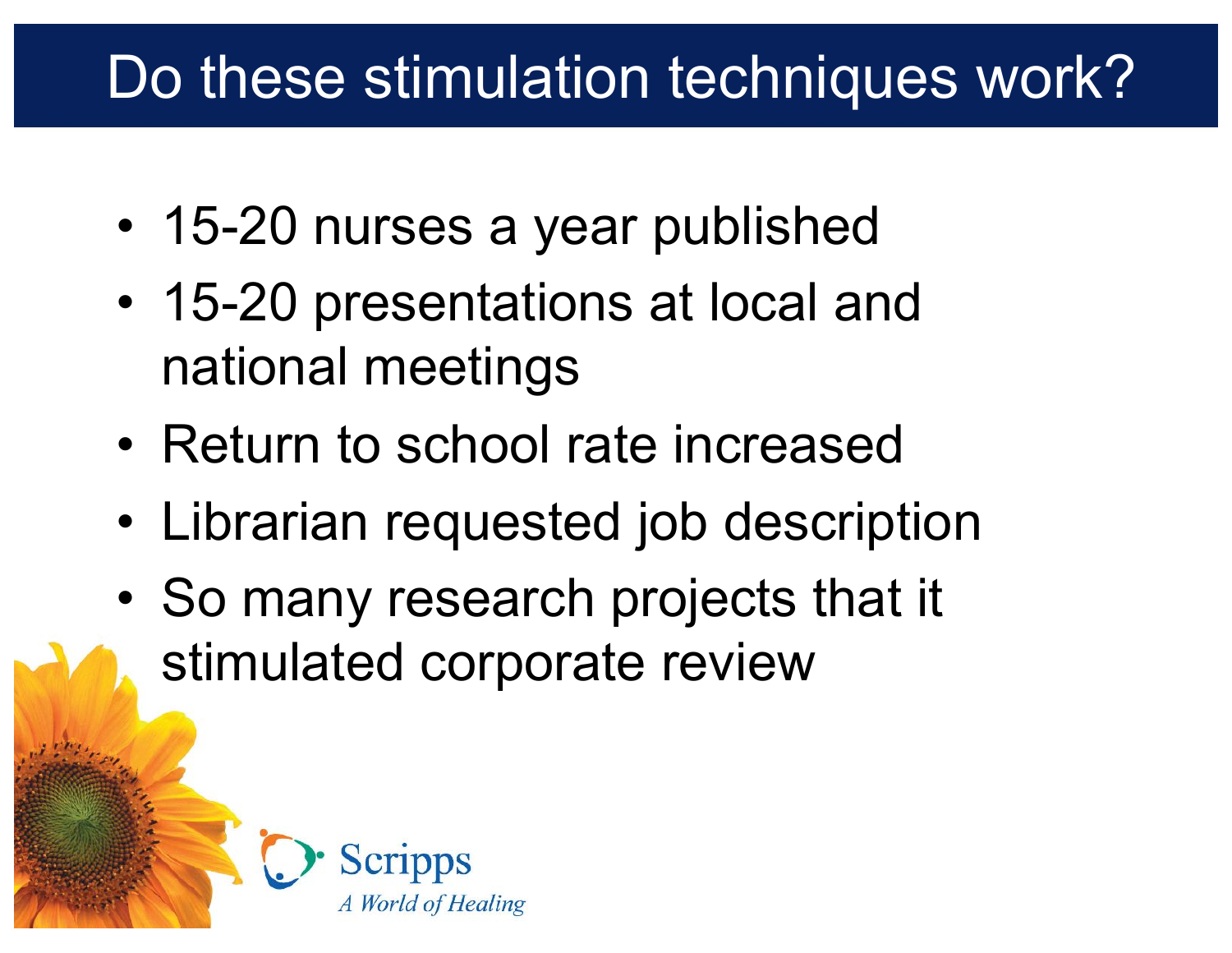# Do these stimulation techniques work?

- 15-20 nurses a year published
- 15-20 presentations at local and national meetings
- Return to school rate increased
- Librarian requested job description
- So many research projects that it stimulated corporate review

Scripps
*A World of Healing*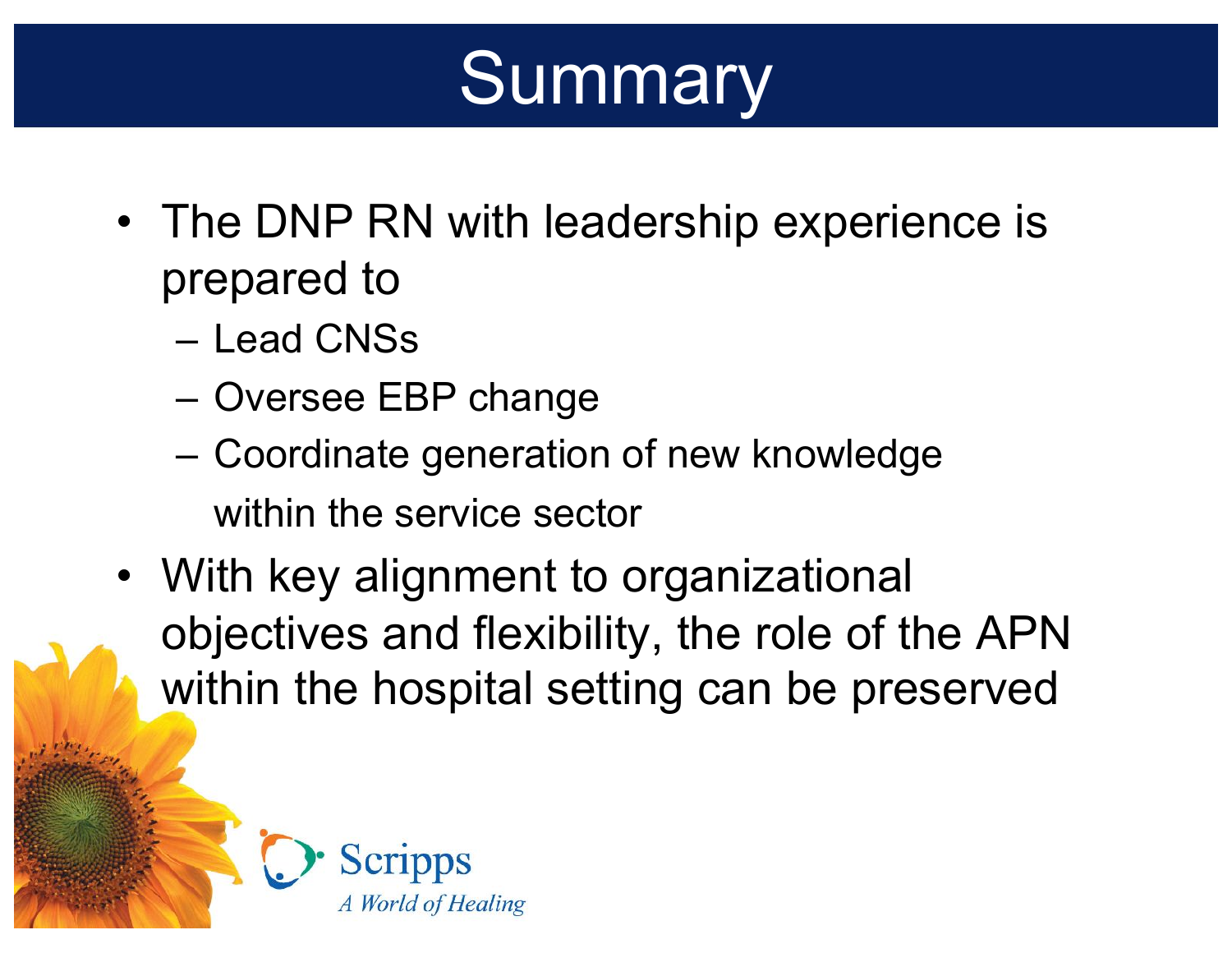# Summary

- The DNP RN with leadership experience is prepared to
  - Lead CNSs
  - Oversee EBP change
  - Coordinate generation of new knowledge within the service sector
- With key alignment to organizational objectives and flexibility, the role of the APN within the hospital setting can be preserved

Scripps
*A World of Healing*